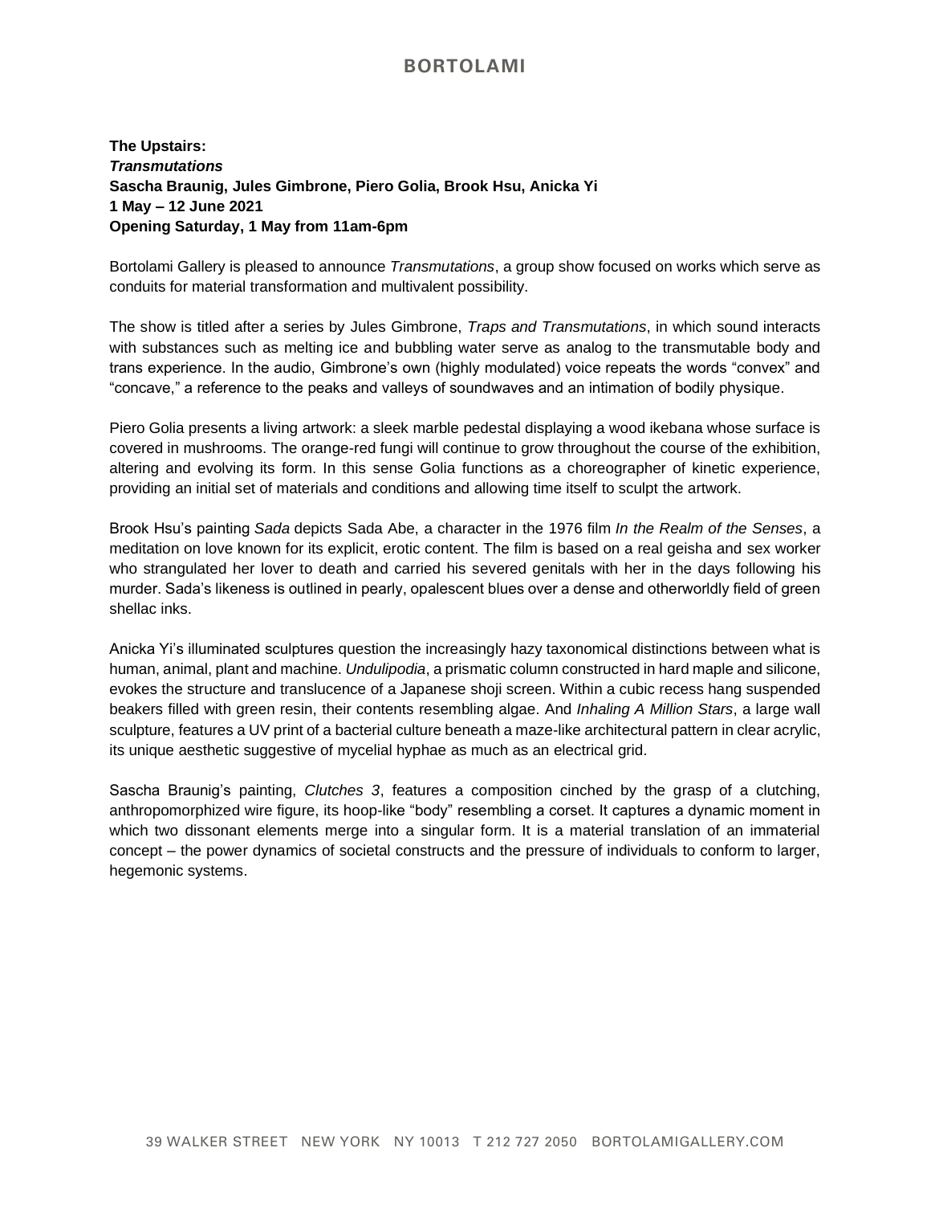**The Upstairs:**
***Transmutations***
**Sascha Braunig, Jules Gimbrone, Piero Golia, Brook Hsu, Anicka Yi**
**1 May – 12 June 2021**
**Opening Saturday, 1 May from 11am-6pm**

Bortolami Gallery is pleased to announce *Transmutations*, a group show focused on works which serve as conduits for material transformation and multivalent possibility.

The show is titled after a series by Jules Gimbrone, *Traps and Transmutations*, in which sound interacts with substances such as melting ice and bubbling water serve as analog to the transmutable body and trans experience. In the audio, Gimbrone's own (highly modulated) voice repeats the words "convex" and "concave," a reference to the peaks and valleys of soundwaves and an intimation of bodily physique.

Piero Golia presents a living artwork: a sleek marble pedestal displaying a wood ikebana whose surface is covered in mushrooms. The orange-red fungi will continue to grow throughout the course of the exhibition, altering and evolving its form. In this sense Golia functions as a choreographer of kinetic experience, providing an initial set of materials and conditions and allowing time itself to sculpt the artwork.

Brook Hsu's painting *Sada* depicts Sada Abe, a character in the 1976 film *In the Realm of the Senses*, a meditation on love known for its explicit, erotic content. The film is based on a real geisha and sex worker who strangulated her lover to death and carried his severed genitals with her in the days following his murder. Sada's likeness is outlined in pearly, opalescent blues over a dense and otherworldly field of green shellac inks.

Anicka Yi's illuminated sculptures question the increasingly hazy taxonomical distinctions between what is human, animal, plant and machine. *Undulipodia*, a prismatic column constructed in hard maple and silicone, evokes the structure and translucence of a Japanese shoji screen. Within a cubic recess hang suspended beakers filled with green resin, their contents resembling algae. And *Inhaling A Million Stars*, a large wall sculpture, features a UV print of a bacterial culture beneath a maze-like architectural pattern in clear acrylic, its unique aesthetic suggestive of mycelial hyphae as much as an electrical grid.

Sascha Braunig's painting, *Clutches 3*, features a composition cinched by the grasp of a clutching, anthropomorphized wire figure, its hoop-like "body" resembling a corset. It captures a dynamic moment in which two dissonant elements merge into a singular form. It is a material translation of an immaterial concept – the power dynamics of societal constructs and the pressure of individuals to conform to larger, hegemonic systems.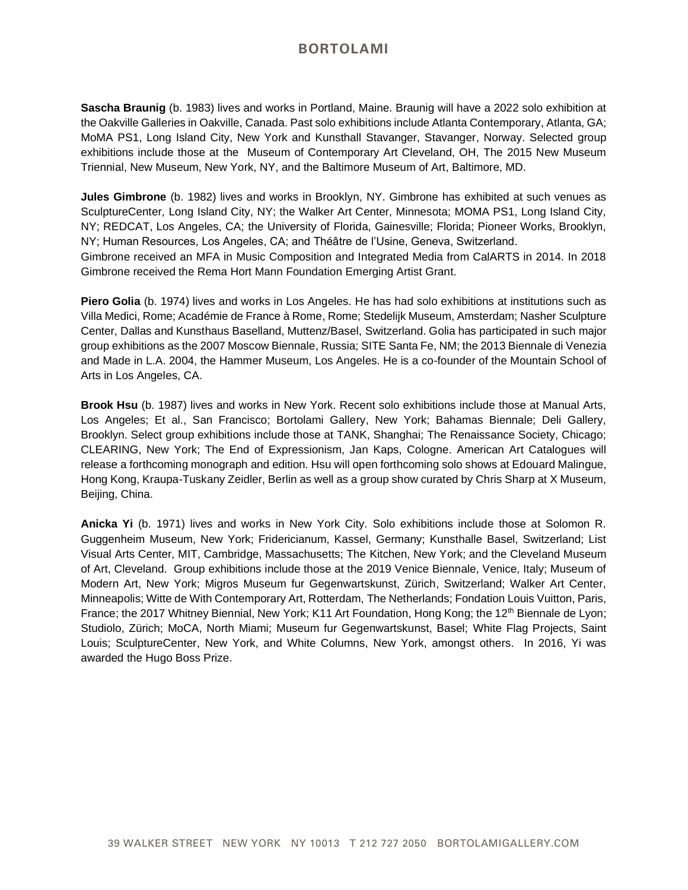**Sascha Braunig** (b. 1983) lives and works in Portland, Maine. Braunig will have a 2022 solo exhibition at the Oakville Galleries in Oakville, Canada. Past solo exhibitions include Atlanta Contemporary, Atlanta, GA; MoMA PS1, Long Island City, New York and Kunsthall Stavanger, Stavanger, Norway. Selected group exhibitions include those at the Museum of Contemporary Art Cleveland, OH, The 2015 New Museum Triennial, New Museum, New York, NY, and the Baltimore Museum of Art, Baltimore, MD.

**Jules Gimbrone** (b. 1982) lives and works in Brooklyn, NY. Gimbrone has exhibited at such venues as SculptureCenter, Long Island City, NY; the Walker Art Center, Minnesota; MOMA PS1, Long Island City, NY; REDCAT, Los Angeles, CA; the University of Florida, Gainesville; Florida; Pioneer Works, Brooklyn, NY; Human Resources, Los Angeles, CA; and Théâtre de l'Usine, Geneva, Switzerland.
Gimbrone received an MFA in Music Composition and Integrated Media from CalARTS in 2014. In 2018 Gimbrone received the Rema Hort Mann Foundation Emerging Artist Grant.

**Piero Golia** (b. 1974) lives and works in Los Angeles. He has had solo exhibitions at institutions such as Villa Medici, Rome; Académie de France à Rome, Rome; Stedelijk Museum, Amsterdam; Nasher Sculpture Center, Dallas and Kunsthaus Baselland, Muttenz/Basel, Switzerland. Golia has participated in such major group exhibitions as the 2007 Moscow Biennale, Russia; SITE Santa Fe, NM; the 2013 Biennale di Venezia and Made in L.A. 2004, the Hammer Museum, Los Angeles. He is a co-founder of the Mountain School of Arts in Los Angeles, CA.

**Brook Hsu** (b. 1987) lives and works in New York. Recent solo exhibitions include those at Manual Arts, Los Angeles; Et al., San Francisco; Bortolami Gallery, New York; Bahamas Biennale; Deli Gallery, Brooklyn. Select group exhibitions include those at TANK, Shanghai; The Renaissance Society, Chicago; CLEARING, New York; The End of Expressionism, Jan Kaps, Cologne. American Art Catalogues will release a forthcoming monograph and edition. Hsu will open forthcoming solo shows at Edouard Malingue, Hong Kong, Kraupa-Tuskany Zeidler, Berlin as well as a group show curated by Chris Sharp at X Museum, Beijing, China.

**Anicka Yi** (b. 1971) lives and works in New York City. Solo exhibitions include those at Solomon R. Guggenheim Museum, New York; Fridericianum, Kassel, Germany; Kunsthalle Basel, Switzerland; List Visual Arts Center, MIT, Cambridge, Massachusetts; The Kitchen, New York; and the Cleveland Museum of Art, Cleveland. Group exhibitions include those at the 2019 Venice Biennale, Venice, Italy; Museum of Modern Art, New York; Migros Museum fur Gegenwartskunst, Zürich, Switzerland; Walker Art Center, Minneapolis; Witte de With Contemporary Art, Rotterdam, The Netherlands; Fondation Louis Vuitton, Paris, France; the 2017 Whitney Biennial, New York; K11 Art Foundation, Hong Kong; the 12th Biennale de Lyon; Studiolo, Zürich; MoCA, North Miami; Museum fur Gegenwartskunst, Basel; White Flag Projects, Saint Louis; SculptureCenter, New York, and White Columns, New York, amongst others. In 2016, Yi was awarded the Hugo Boss Prize.